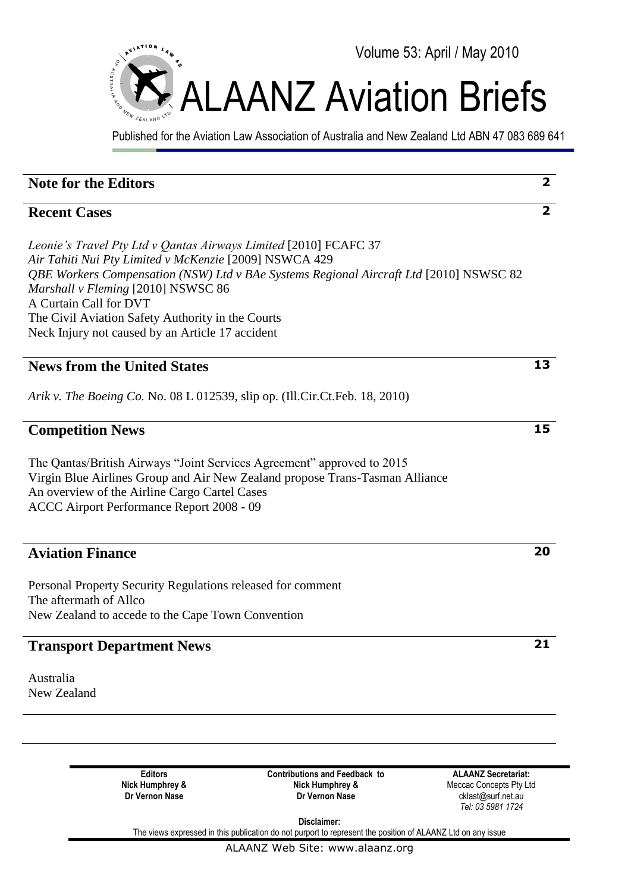Volume 53: April / May 2010

# ALAANZ Aviation Briefs

Published for the Aviation Law Association of Australia and New Zealand Ltd ABN 47 083 689 641

## Note for the Editors — 2

## Recent Cases — 2

*Leonie's Travel Pty Ltd v Qantas Airways Limited* [2010] FCAFC 37
*Air Tahiti Nui Pty Limited v McKenzie* [2009] NSWCA 429
*QBE Workers Compensation (NSW) Ltd v BAe Systems Regional Aircraft Ltd* [2010] NSWSC 82
*Marshall v Fleming* [2010] NSWSC 86
A Curtain Call for DVT
The Civil Aviation Safety Authority in the Courts
Neck Injury not caused by an Article 17 accident

## News from the United States — 13

*Arik v. The Boeing Co.* No. 08 L 012539, slip op. (Ill.Cir.Ct.Feb. 18, 2010)

## Competition News — 15

The Qantas/British Airways "Joint Services Agreement" approved to 2015
Virgin Blue Airlines Group and Air New Zealand propose Trans-Tasman Alliance
An overview of the Airline Cargo Cartel Cases
ACCC Airport Performance Report 2008 - 09

## Aviation Finance — 20

Personal Property Security Regulations released for comment
The aftermath of Allco
New Zealand to accede to the Cape Town Convention

## Transport Department News — 21

Australia
New Zealand

| Editors | Contributions and Feedback to | ALAANZ Secretariat: |
|---|---|---|
| Nick Humphrey & Dr Vernon Nase | Nick Humphrey & Dr Vernon Nase | Meccac Concepts Pty Ltd<br>cklast@surf.net.au<br>*Tel: 03 5981 1724* |

**Disclaimer:**
The views expressed in this publication do not purport to represent the position of ALAANZ Ltd on any issue

ALAANZ Web Site: www.alaanz.org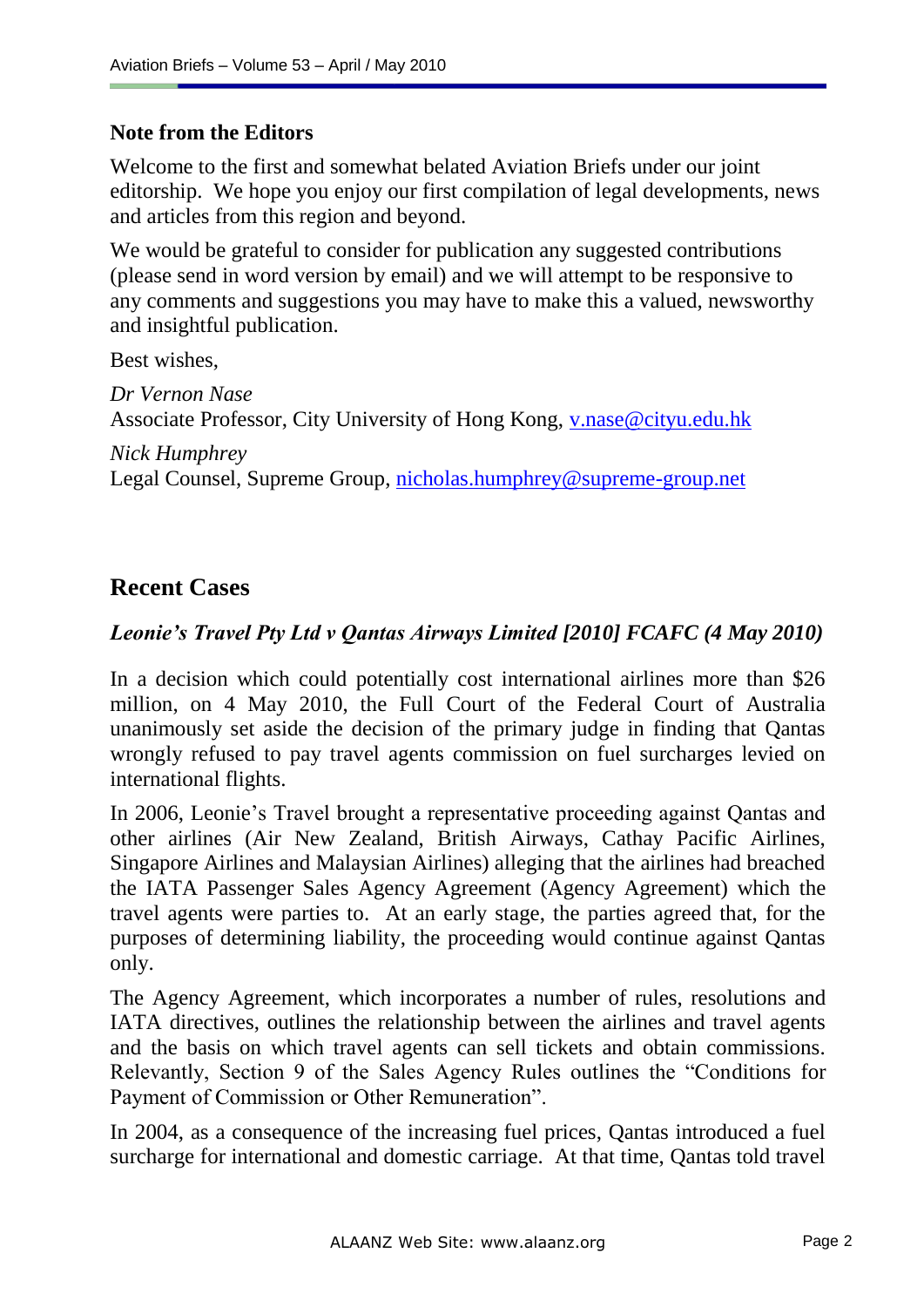## Note from the Editors

Welcome to the first and somewhat belated Aviation Briefs under our joint editorship. We hope you enjoy our first compilation of legal developments, news and articles from this region and beyond.

We would be grateful to consider for publication any suggested contributions (please send in word version by email) and we will attempt to be responsive to any comments and suggestions you may have to make this a valued, newsworthy and insightful publication.

Best wishes,

*Dr Vernon Nase*
Associate Professor, City University of Hong Kong, v.nase@cityu.edu.hk

*Nick Humphrey*
Legal Counsel, Supreme Group, nicholas.humphrey@supreme-group.net

# Recent Cases

### *Leonie's Travel Pty Ltd v Qantas Airways Limited [2010] FCAFC (4 May 2010)*

In a decision which could potentially cost international airlines more than $26 million, on 4 May 2010, the Full Court of the Federal Court of Australia unanimously set aside the decision of the primary judge in finding that Qantas wrongly refused to pay travel agents commission on fuel surcharges levied on international flights.

In 2006, Leonie's Travel brought a representative proceeding against Qantas and other airlines (Air New Zealand, British Airways, Cathay Pacific Airlines, Singapore Airlines and Malaysian Airlines) alleging that the airlines had breached the IATA Passenger Sales Agency Agreement (Agency Agreement) which the travel agents were parties to. At an early stage, the parties agreed that, for the purposes of determining liability, the proceeding would continue against Qantas only.

The Agency Agreement, which incorporates a number of rules, resolutions and IATA directives, outlines the relationship between the airlines and travel agents and the basis on which travel agents can sell tickets and obtain commissions. Relevantly, Section 9 of the Sales Agency Rules outlines the "Conditions for Payment of Commission or Other Remuneration".

In 2004, as a consequence of the increasing fuel prices, Qantas introduced a fuel surcharge for international and domestic carriage. At that time, Qantas told travel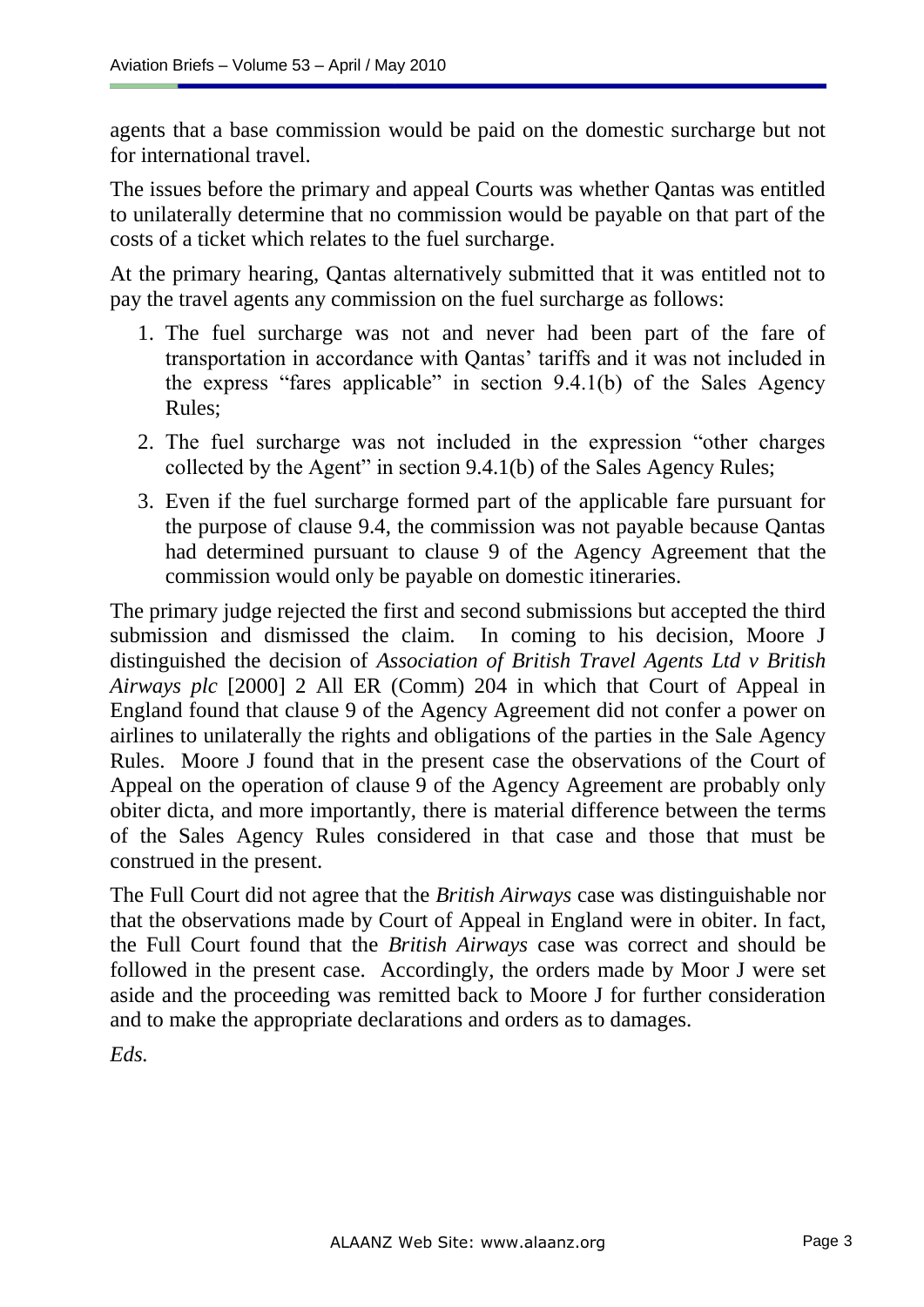agents that a base commission would be paid on the domestic surcharge but not for international travel.

The issues before the primary and appeal Courts was whether Qantas was entitled to unilaterally determine that no commission would be payable on that part of the costs of a ticket which relates to the fuel surcharge.

At the primary hearing, Qantas alternatively submitted that it was entitled not to pay the travel agents any commission on the fuel surcharge as follows:

1. The fuel surcharge was not and never had been part of the fare of transportation in accordance with Qantas' tariffs and it was not included in the express "fares applicable" in section 9.4.1(b) of the Sales Agency Rules;
2. The fuel surcharge was not included in the expression "other charges collected by the Agent" in section 9.4.1(b) of the Sales Agency Rules;
3. Even if the fuel surcharge formed part of the applicable fare pursuant for the purpose of clause 9.4, the commission was not payable because Qantas had determined pursuant to clause 9 of the Agency Agreement that the commission would only be payable on domestic itineraries.

The primary judge rejected the first and second submissions but accepted the third submission and dismissed the claim. In coming to his decision, Moore J distinguished the decision of *Association of British Travel Agents Ltd v British Airways plc* [2000] 2 All ER (Comm) 204 in which that Court of Appeal in England found that clause 9 of the Agency Agreement did not confer a power on airlines to unilaterally the rights and obligations of the parties in the Sale Agency Rules. Moore J found that in the present case the observations of the Court of Appeal on the operation of clause 9 of the Agency Agreement are probably only obiter dicta, and more importantly, there is material difference between the terms of the Sales Agency Rules considered in that case and those that must be construed in the present.

The Full Court did not agree that the *British Airways* case was distinguishable nor that the observations made by Court of Appeal in England were in obiter. In fact, the Full Court found that the *British Airways* case was correct and should be followed in the present case. Accordingly, the orders made by Moor J were set aside and the proceeding was remitted back to Moore J for further consideration and to make the appropriate declarations and orders as to damages.

*Eds.*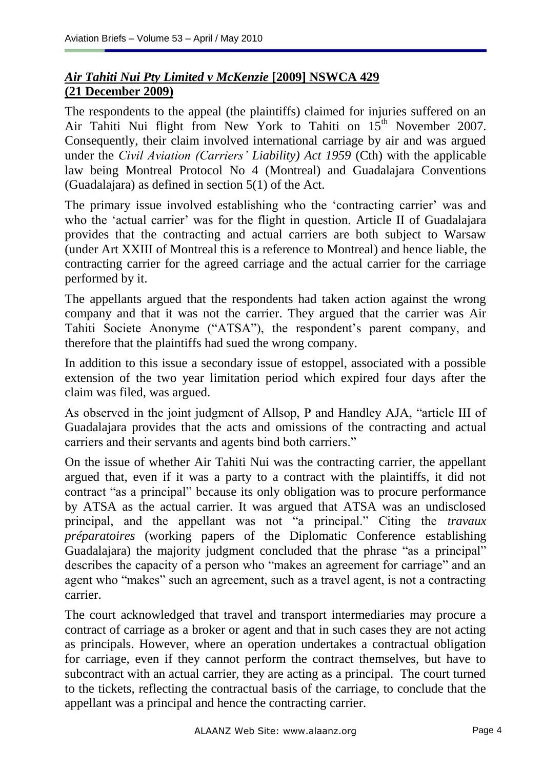## *Air Tahiti Nui Pty Limited v McKenzie* [2009] NSWCA 429 (21 December 2009)

The respondents to the appeal (the plaintiffs) claimed for injuries suffered on an Air Tahiti Nui flight from New York to Tahiti on 15th November 2007. Consequently, their claim involved international carriage by air and was argued under the *Civil Aviation (Carriers' Liability) Act 1959* (Cth) with the applicable law being Montreal Protocol No 4 (Montreal) and Guadalajara Conventions (Guadalajara) as defined in section 5(1) of the Act.

The primary issue involved establishing who the 'contracting carrier' was and who the 'actual carrier' was for the flight in question. Article II of Guadalajara provides that the contracting and actual carriers are both subject to Warsaw (under Art XXIII of Montreal this is a reference to Montreal) and hence liable, the contracting carrier for the agreed carriage and the actual carrier for the carriage performed by it.

The appellants argued that the respondents had taken action against the wrong company and that it was not the carrier. They argued that the carrier was Air Tahiti Societe Anonyme ("ATSA"), the respondent's parent company, and therefore that the plaintiffs had sued the wrong company.

In addition to this issue a secondary issue of estoppel, associated with a possible extension of the two year limitation period which expired four days after the claim was filed, was argued.

As observed in the joint judgment of Allsop, P and Handley AJA, "article III of Guadalajara provides that the acts and omissions of the contracting and actual carriers and their servants and agents bind both carriers."

On the issue of whether Air Tahiti Nui was the contracting carrier, the appellant argued that, even if it was a party to a contract with the plaintiffs, it did not contract "as a principal" because its only obligation was to procure performance by ATSA as the actual carrier. It was argued that ATSA was an undisclosed principal, and the appellant was not "a principal." Citing the *travaux préparatoires* (working papers of the Diplomatic Conference establishing Guadalajara) the majority judgment concluded that the phrase "as a principal" describes the capacity of a person who "makes an agreement for carriage" and an agent who "makes" such an agreement, such as a travel agent, is not a contracting carrier.

The court acknowledged that travel and transport intermediaries may procure a contract of carriage as a broker or agent and that in such cases they are not acting as principals. However, where an operation undertakes a contractual obligation for carriage, even if they cannot perform the contract themselves, but have to subcontract with an actual carrier, they are acting as a principal. The court turned to the tickets, reflecting the contractual basis of the carriage, to conclude that the appellant was a principal and hence the contracting carrier.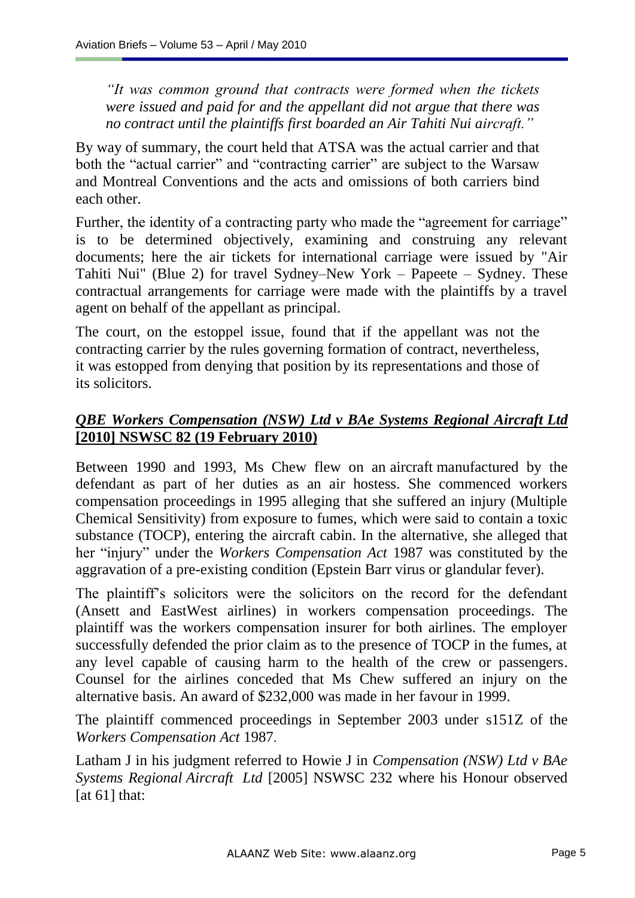*"It was common ground that contracts were formed when the tickets were issued and paid for and the appellant did not argue that there was no contract until the plaintiffs first boarded an Air Tahiti Nui aircraft."*

By way of summary, the court held that ATSA was the actual carrier and that both the "actual carrier" and "contracting carrier" are subject to the Warsaw and Montreal Conventions and the acts and omissions of both carriers bind each other.

Further, the identity of a contracting party who made the "agreement for carriage" is to be determined objectively, examining and construing any relevant documents; here the air tickets for international carriage were issued by "Air Tahiti Nui" (Blue 2) for travel Sydney–New York – Papeete – Sydney. These contractual arrangements for carriage were made with the plaintiffs by a travel agent on behalf of the appellant as principal.

The court, on the estoppel issue, found that if the appellant was not the contracting carrier by the rules governing formation of contract, nevertheless, it was estopped from denying that position by its representations and those of its solicitors.

## ***QBE Workers Compensation (NSW) Ltd v BAe Systems Regional Aircraft Ltd* [2010] NSWSC 82 (19 February 2010)**

Between 1990 and 1993, Ms Chew flew on an aircraft manufactured by the defendant as part of her duties as an air hostess. She commenced workers compensation proceedings in 1995 alleging that she suffered an injury (Multiple Chemical Sensitivity) from exposure to fumes, which were said to contain a toxic substance (TOCP), entering the aircraft cabin. In the alternative, she alleged that her "injury" under the *Workers Compensation Act* 1987 was constituted by the aggravation of a pre-existing condition (Epstein Barr virus or glandular fever).

The plaintiff's solicitors were the solicitors on the record for the defendant (Ansett and EastWest airlines) in workers compensation proceedings. The plaintiff was the workers compensation insurer for both airlines. The employer successfully defended the prior claim as to the presence of TOCP in the fumes, at any level capable of causing harm to the health of the crew or passengers. Counsel for the airlines conceded that Ms Chew suffered an injury on the alternative basis. An award of $232,000 was made in her favour in 1999.

The plaintiff commenced proceedings in September 2003 under s151Z of the *Workers Compensation Act* 1987.

Latham J in his judgment referred to Howie J in *Compensation (NSW) Ltd v BAe Systems Regional Aircraft Ltd* [2005] NSWSC 232 where his Honour observed [at 61] that: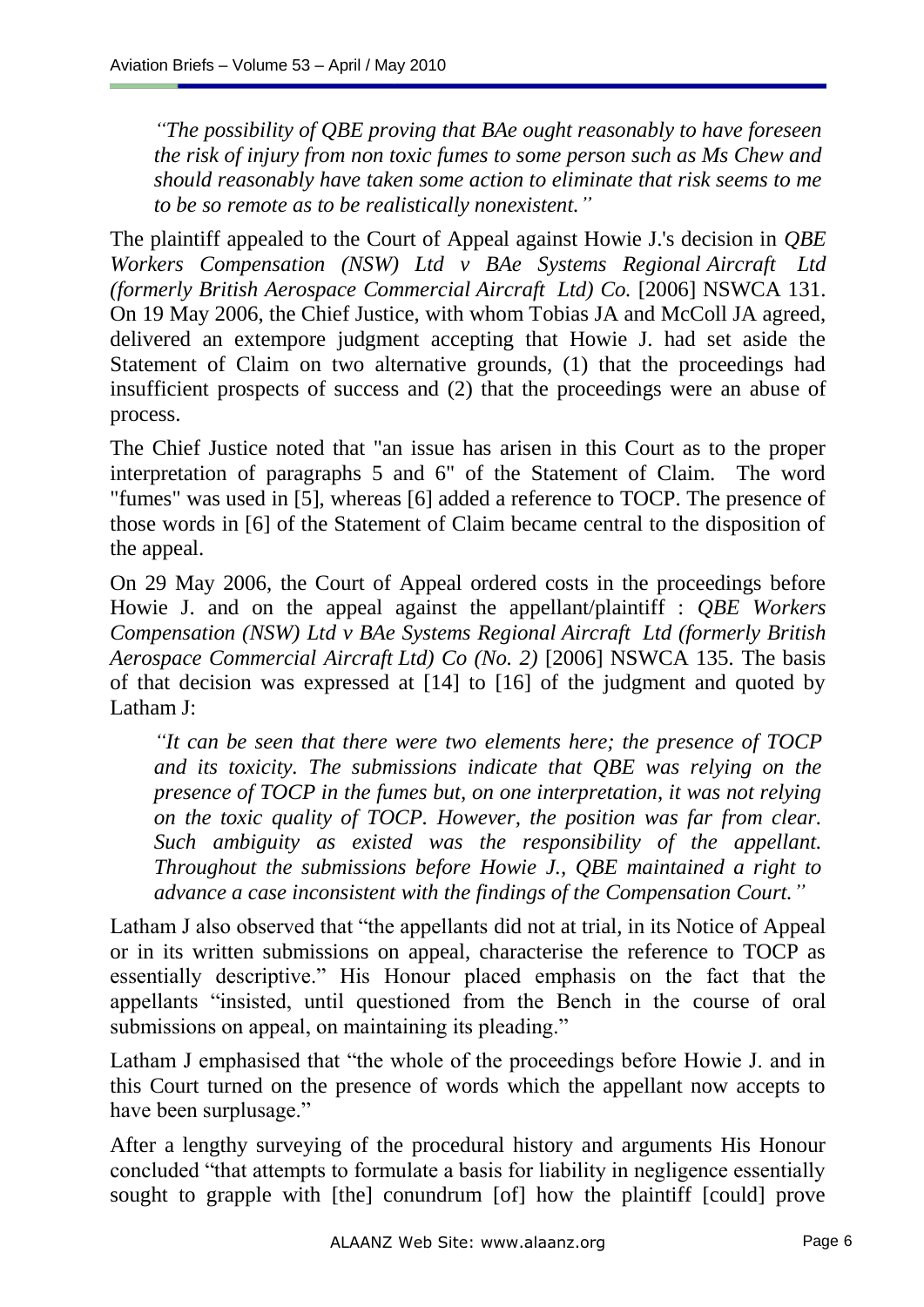> *"The possibility of QBE proving that BAe ought reasonably to have foreseen the risk of injury from non toxic fumes to some person such as Ms Chew and should reasonably have taken some action to eliminate that risk seems to me to be so remote as to be realistically nonexistent."*

The plaintiff appealed to the Court of Appeal against Howie J.'s decision in *QBE Workers Compensation (NSW) Ltd v BAe Systems Regional Aircraft Ltd (formerly British Aerospace Commercial Aircraft Ltd) Co.* [2006] NSWCA 131. On 19 May 2006, the Chief Justice, with whom Tobias JA and McColl JA agreed, delivered an extempore judgment accepting that Howie J. had set aside the Statement of Claim on two alternative grounds, (1) that the proceedings had insufficient prospects of success and (2) that the proceedings were an abuse of process.

The Chief Justice noted that "an issue has arisen in this Court as to the proper interpretation of paragraphs 5 and 6" of the Statement of Claim. The word "fumes" was used in [5], whereas [6] added a reference to TOCP. The presence of those words in [6] of the Statement of Claim became central to the disposition of the appeal.

On 29 May 2006, the Court of Appeal ordered costs in the proceedings before Howie J. and on the appeal against the appellant/plaintiff : *QBE Workers Compensation (NSW) Ltd v BAe Systems Regional Aircraft Ltd (formerly British Aerospace Commercial Aircraft Ltd) Co (No. 2)* [2006] NSWCA 135. The basis of that decision was expressed at [14] to [16] of the judgment and quoted by Latham J:

> *"It can be seen that there were two elements here; the presence of TOCP and its toxicity. The submissions indicate that QBE was relying on the presence of TOCP in the fumes but, on one interpretation, it was not relying on the toxic quality of TOCP. However, the position was far from clear. Such ambiguity as existed was the responsibility of the appellant. Throughout the submissions before Howie J., QBE maintained a right to advance a case inconsistent with the findings of the Compensation Court."*

Latham J also observed that "the appellants did not at trial, in its Notice of Appeal or in its written submissions on appeal, characterise the reference to TOCP as essentially descriptive." His Honour placed emphasis on the fact that the appellants "insisted, until questioned from the Bench in the course of oral submissions on appeal, on maintaining its pleading."

Latham J emphasised that "the whole of the proceedings before Howie J. and in this Court turned on the presence of words which the appellant now accepts to have been surplusage."

After a lengthy surveying of the procedural history and arguments His Honour concluded "that attempts to formulate a basis for liability in negligence essentially sought to grapple with [the] conundrum [of] how the plaintiff [could] prove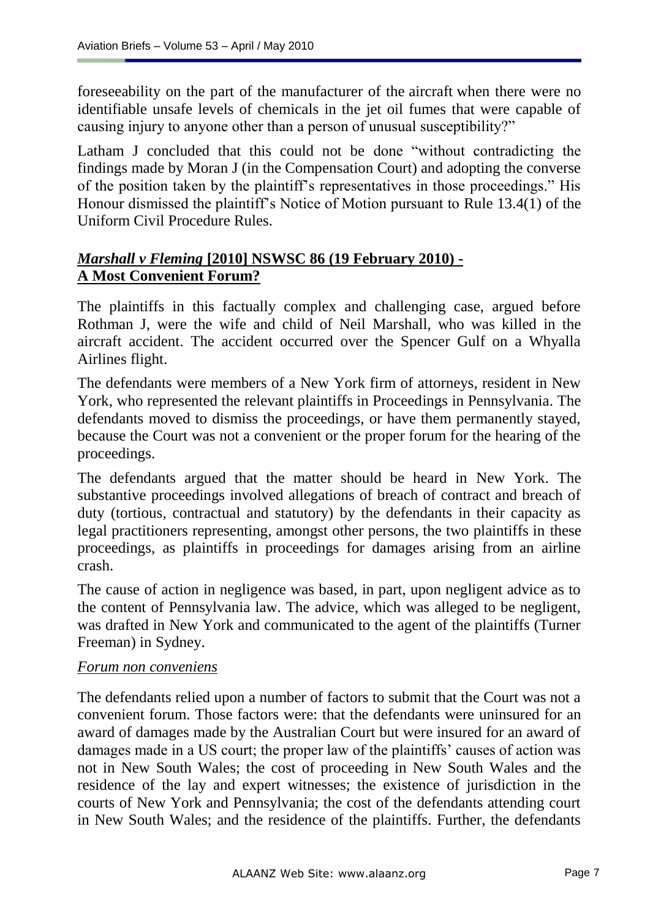foreseeability on the part of the manufacturer of the aircraft when there were no identifiable unsafe levels of chemicals in the jet oil fumes that were capable of causing injury to anyone other than a person of unusual susceptibility?"

Latham J concluded that this could not be done "without contradicting the findings made by Moran J (in the Compensation Court) and adopting the converse of the position taken by the plaintiff's representatives in those proceedings." His Honour dismissed the plaintiff's Notice of Motion pursuant to Rule 13.4(1) of the Uniform Civil Procedure Rules.

## ***Marshall v Fleming*** **[2010] NSWSC 86 (19 February 2010) - A Most Convenient Forum?**

The plaintiffs in this factually complex and challenging case, argued before Rothman J, were the wife and child of Neil Marshall, who was killed in the aircraft accident. The accident occurred over the Spencer Gulf on a Whyalla Airlines flight.

The defendants were members of a New York firm of attorneys, resident in New York, who represented the relevant plaintiffs in Proceedings in Pennsylvania. The defendants moved to dismiss the proceedings, or have them permanently stayed, because the Court was not a convenient or the proper forum for the hearing of the proceedings.

The defendants argued that the matter should be heard in New York. The substantive proceedings involved allegations of breach of contract and breach of duty (tortious, contractual and statutory) by the defendants in their capacity as legal practitioners representing, amongst other persons, the two plaintiffs in these proceedings, as plaintiffs in proceedings for damages arising from an airline crash.

The cause of action in negligence was based, in part, upon negligent advice as to the content of Pennsylvania law. The advice, which was alleged to be negligent, was drafted in New York and communicated to the agent of the plaintiffs (Turner Freeman) in Sydney.

### *Forum non conveniens*

The defendants relied upon a number of factors to submit that the Court was not a convenient forum. Those factors were: that the defendants were uninsured for an award of damages made by the Australian Court but were insured for an award of damages made in a US court; the proper law of the plaintiffs' causes of action was not in New South Wales; the cost of proceeding in New South Wales and the residence of the lay and expert witnesses; the existence of jurisdiction in the courts of New York and Pennsylvania; the cost of the defendants attending court in New South Wales; and the residence of the plaintiffs. Further, the defendants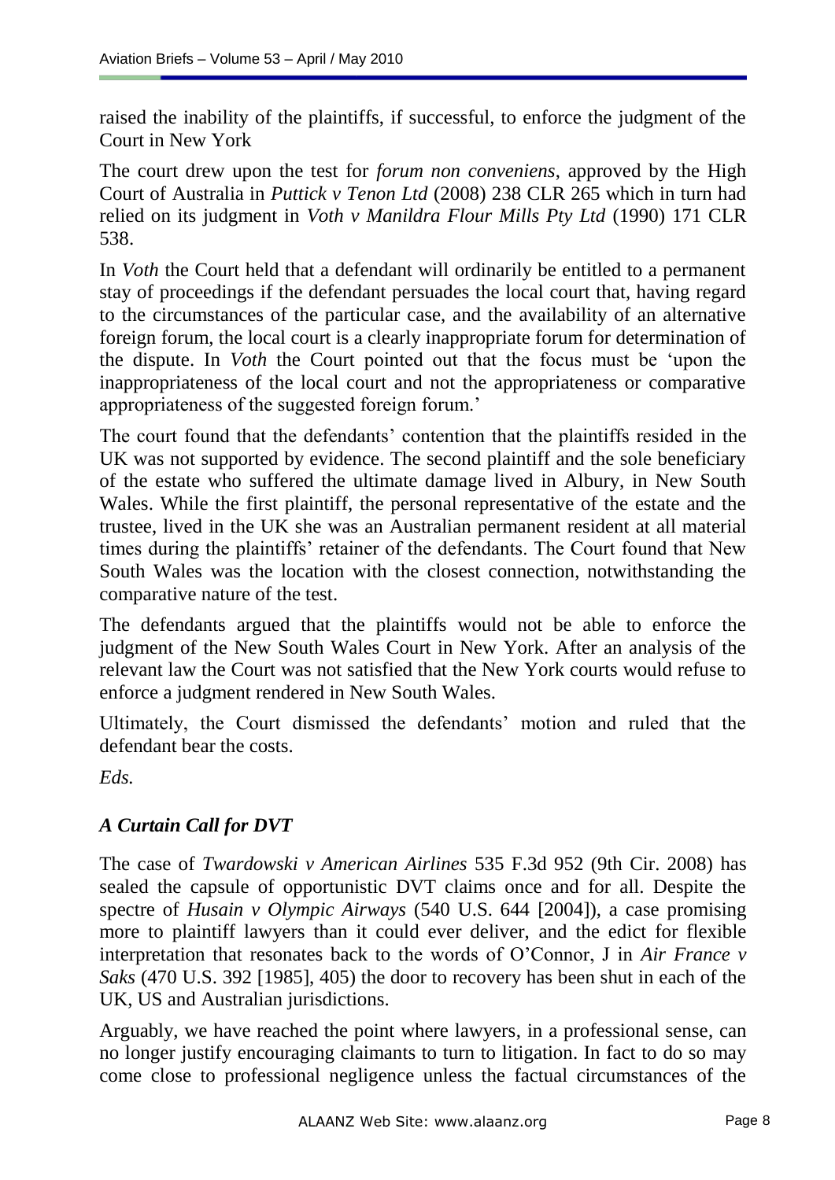raised the inability of the plaintiffs, if successful, to enforce the judgment of the Court in New York

The court drew upon the test for *forum non conveniens*, approved by the High Court of Australia in *Puttick v Tenon Ltd* (2008) 238 CLR 265 which in turn had relied on its judgment in *Voth v Manildra Flour Mills Pty Ltd* (1990) 171 CLR 538.

In *Voth* the Court held that a defendant will ordinarily be entitled to a permanent stay of proceedings if the defendant persuades the local court that, having regard to the circumstances of the particular case, and the availability of an alternative foreign forum, the local court is a clearly inappropriate forum for determination of the dispute. In *Voth* the Court pointed out that the focus must be 'upon the inappropriateness of the local court and not the appropriateness or comparative appropriateness of the suggested foreign forum.'

The court found that the defendants' contention that the plaintiffs resided in the UK was not supported by evidence. The second plaintiff and the sole beneficiary of the estate who suffered the ultimate damage lived in Albury, in New South Wales. While the first plaintiff, the personal representative of the estate and the trustee, lived in the UK she was an Australian permanent resident at all material times during the plaintiffs' retainer of the defendants. The Court found that New South Wales was the location with the closest connection, notwithstanding the comparative nature of the test.

The defendants argued that the plaintiffs would not be able to enforce the judgment of the New South Wales Court in New York. After an analysis of the relevant law the Court was not satisfied that the New York courts would refuse to enforce a judgment rendered in New South Wales.

Ultimately, the Court dismissed the defendants' motion and ruled that the defendant bear the costs.

*Eds.*

### *A Curtain Call for DVT*

The case of *Twardowski v American Airlines* 535 F.3d 952 (9th Cir. 2008) has sealed the capsule of opportunistic DVT claims once and for all. Despite the spectre of *Husain v Olympic Airways* (540 U.S. 644 [2004]), a case promising more to plaintiff lawyers than it could ever deliver, and the edict for flexible interpretation that resonates back to the words of O'Connor, J in *Air France v Saks* (470 U.S. 392 [1985], 405) the door to recovery has been shut in each of the UK, US and Australian jurisdictions.

Arguably, we have reached the point where lawyers, in a professional sense, can no longer justify encouraging claimants to turn to litigation. In fact to do so may come close to professional negligence unless the factual circumstances of the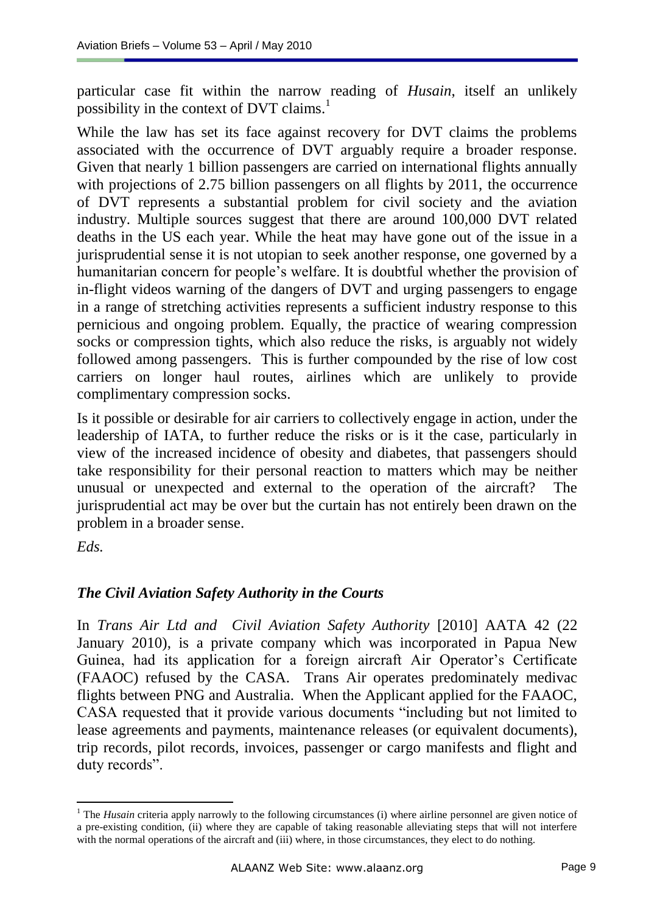particular case fit within the narrow reading of *Husain*, itself an unlikely possibility in the context of DVT claims.[1]

While the law has set its face against recovery for DVT claims the problems associated with the occurrence of DVT arguably require a broader response. Given that nearly 1 billion passengers are carried on international flights annually with projections of 2.75 billion passengers on all flights by 2011, the occurrence of DVT represents a substantial problem for civil society and the aviation industry. Multiple sources suggest that there are around 100,000 DVT related deaths in the US each year. While the heat may have gone out of the issue in a jurisprudential sense it is not utopian to seek another response, one governed by a humanitarian concern for people's welfare. It is doubtful whether the provision of in-flight videos warning of the dangers of DVT and urging passengers to engage in a range of stretching activities represents a sufficient industry response to this pernicious and ongoing problem. Equally, the practice of wearing compression socks or compression tights, which also reduce the risks, is arguably not widely followed among passengers. This is further compounded by the rise of low cost carriers on longer haul routes, airlines which are unlikely to provide complimentary compression socks.

Is it possible or desirable for air carriers to collectively engage in action, under the leadership of IATA, to further reduce the risks or is it the case, particularly in view of the increased incidence of obesity and diabetes, that passengers should take responsibility for their personal reaction to matters which may be neither unusual or unexpected and external to the operation of the aircraft? The jurisprudential act may be over but the curtain has not entirely been drawn on the problem in a broader sense.

*Eds.*

## *The Civil Aviation Safety Authority in the Courts*

In *Trans Air Ltd and Civil Aviation Safety Authority* [2010] AATA 42 (22 January 2010), is a private company which was incorporated in Papua New Guinea, had its application for a foreign aircraft Air Operator's Certificate (FAAOC) refused by the CASA. Trans Air operates predominately medivac flights between PNG and Australia. When the Applicant applied for the FAAOC, CASA requested that it provide various documents "including but not limited to lease agreements and payments, maintenance releases (or equivalent documents), trip records, pilot records, invoices, passenger or cargo manifests and flight and duty records".

---

[1] The *Husain* criteria apply narrowly to the following circumstances (i) where airline personnel are given notice of a pre-existing condition, (ii) where they are capable of taking reasonable alleviating steps that will not interfere with the normal operations of the aircraft and (iii) where, in those circumstances, they elect to do nothing.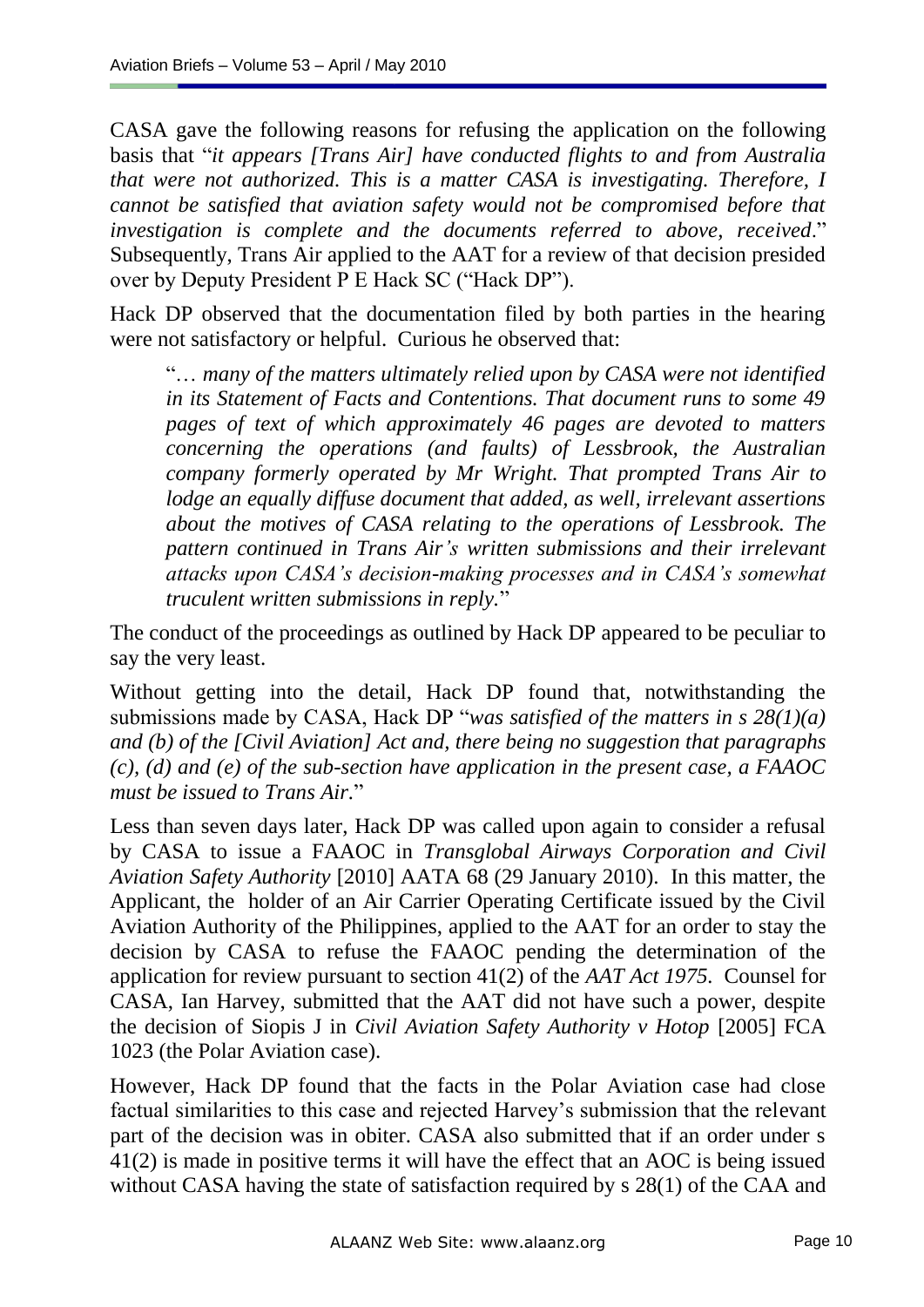CASA gave the following reasons for refusing the application on the following basis that "*it appears [Trans Air] have conducted flights to and from Australia that were not authorized. This is a matter CASA is investigating. Therefore, I cannot be satisfied that aviation safety would not be compromised before that investigation is complete and the documents referred to above, received*." Subsequently, Trans Air applied to the AAT for a review of that decision presided over by Deputy President P E Hack SC ("Hack DP").

Hack DP observed that the documentation filed by both parties in the hearing were not satisfactory or helpful. Curious he observed that:

> "*… many of the matters ultimately relied upon by CASA were not identified in its Statement of Facts and Contentions. That document runs to some 49 pages of text of which approximately 46 pages are devoted to matters concerning the operations (and faults) of Lessbrook, the Australian company formerly operated by Mr Wright. That prompted Trans Air to lodge an equally diffuse document that added, as well, irrelevant assertions about the motives of CASA relating to the operations of Lessbrook. The pattern continued in Trans Air's written submissions and their irrelevant attacks upon CASA's decision-making processes and in CASA's somewhat truculent written submissions in reply.*"

The conduct of the proceedings as outlined by Hack DP appeared to be peculiar to say the very least.

Without getting into the detail, Hack DP found that, notwithstanding the submissions made by CASA, Hack DP "*was satisfied of the matters in s 28(1)(a) and (b) of the [Civil Aviation] Act and, there being no suggestion that paragraphs (c), (d) and (e) of the sub-section have application in the present case, a FAAOC must be issued to Trans Air.*"

Less than seven days later, Hack DP was called upon again to consider a refusal by CASA to issue a FAAOC in *Transglobal Airways Corporation and Civil Aviation Safety Authority* [2010] AATA 68 (29 January 2010). In this matter, the Applicant, the holder of an Air Carrier Operating Certificate issued by the Civil Aviation Authority of the Philippines, applied to the AAT for an order to stay the decision by CASA to refuse the FAAOC pending the determination of the application for review pursuant to section 41(2) of the *AAT Act 1975*. Counsel for CASA, Ian Harvey, submitted that the AAT did not have such a power, despite the decision of Siopis J in *Civil Aviation Safety Authority v Hotop* [2005] FCA 1023 (the Polar Aviation case).

However, Hack DP found that the facts in the Polar Aviation case had close factual similarities to this case and rejected Harvey's submission that the relevant part of the decision was in obiter. CASA also submitted that if an order under s 41(2) is made in positive terms it will have the effect that an AOC is being issued without CASA having the state of satisfaction required by s 28(1) of the CAA and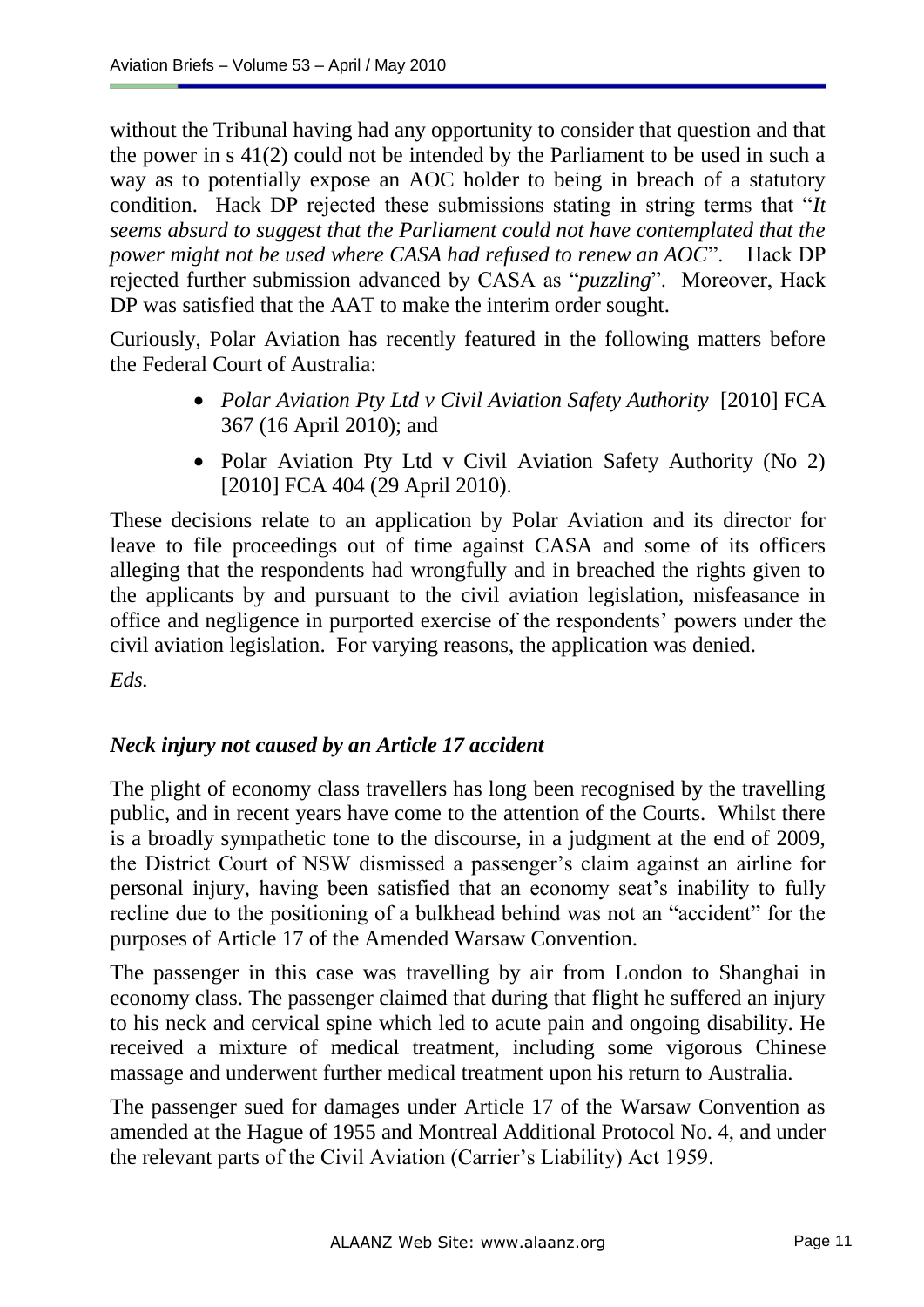without the Tribunal having had any opportunity to consider that question and that the power in s 41(2) could not be intended by the Parliament to be used in such a way as to potentially expose an AOC holder to being in breach of a statutory condition. Hack DP rejected these submissions stating in string terms that "*It seems absurd to suggest that the Parliament could not have contemplated that the power might not be used where CASA had refused to renew an AOC*". Hack DP rejected further submission advanced by CASA as "*puzzling*". Moreover, Hack DP was satisfied that the AAT to make the interim order sought.

Curiously, Polar Aviation has recently featured in the following matters before the Federal Court of Australia:

- *Polar Aviation Pty Ltd v Civil Aviation Safety Authority* [2010] FCA 367 (16 April 2010); and
- Polar Aviation Pty Ltd v Civil Aviation Safety Authority (No 2) [2010] FCA 404 (29 April 2010).

These decisions relate to an application by Polar Aviation and its director for leave to file proceedings out of time against CASA and some of its officers alleging that the respondents had wrongfully and in breached the rights given to the applicants by and pursuant to the civil aviation legislation, misfeasance in office and negligence in purported exercise of the respondents' powers under the civil aviation legislation. For varying reasons, the application was denied.

*Eds.*

### *Neck injury not caused by an Article 17 accident*

The plight of economy class travellers has long been recognised by the travelling public, and in recent years have come to the attention of the Courts. Whilst there is a broadly sympathetic tone to the discourse, in a judgment at the end of 2009, the District Court of NSW dismissed a passenger's claim against an airline for personal injury, having been satisfied that an economy seat's inability to fully recline due to the positioning of a bulkhead behind was not an "accident" for the purposes of Article 17 of the Amended Warsaw Convention.

The passenger in this case was travelling by air from London to Shanghai in economy class. The passenger claimed that during that flight he suffered an injury to his neck and cervical spine which led to acute pain and ongoing disability. He received a mixture of medical treatment, including some vigorous Chinese massage and underwent further medical treatment upon his return to Australia.

The passenger sued for damages under Article 17 of the Warsaw Convention as amended at the Hague of 1955 and Montreal Additional Protocol No. 4, and under the relevant parts of the Civil Aviation (Carrier's Liability) Act 1959.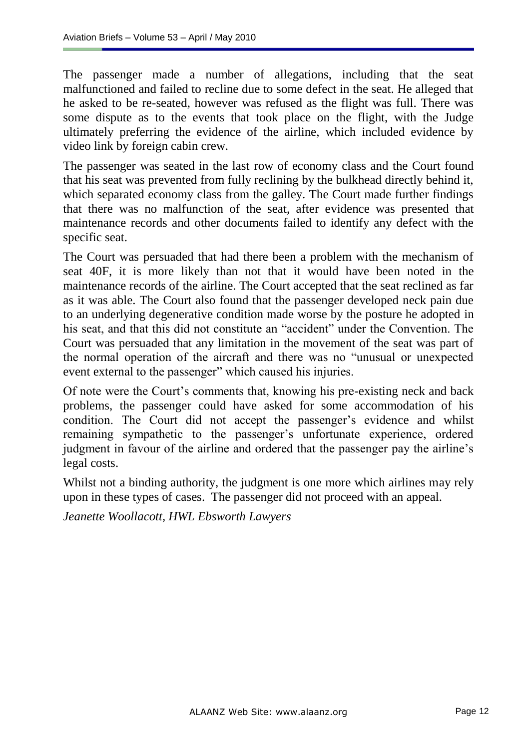The passenger made a number of allegations, including that the seat malfunctioned and failed to recline due to some defect in the seat. He alleged that he asked to be re-seated, however was refused as the flight was full. There was some dispute as to the events that took place on the flight, with the Judge ultimately preferring the evidence of the airline, which included evidence by video link by foreign cabin crew.

The passenger was seated in the last row of economy class and the Court found that his seat was prevented from fully reclining by the bulkhead directly behind it, which separated economy class from the galley. The Court made further findings that there was no malfunction of the seat, after evidence was presented that maintenance records and other documents failed to identify any defect with the specific seat.

The Court was persuaded that had there been a problem with the mechanism of seat 40F, it is more likely than not that it would have been noted in the maintenance records of the airline. The Court accepted that the seat reclined as far as it was able. The Court also found that the passenger developed neck pain due to an underlying degenerative condition made worse by the posture he adopted in his seat, and that this did not constitute an "accident" under the Convention. The Court was persuaded that any limitation in the movement of the seat was part of the normal operation of the aircraft and there was no "unusual or unexpected event external to the passenger" which caused his injuries.

Of note were the Court's comments that, knowing his pre-existing neck and back problems, the passenger could have asked for some accommodation of his condition. The Court did not accept the passenger's evidence and whilst remaining sympathetic to the passenger's unfortunate experience, ordered judgment in favour of the airline and ordered that the passenger pay the airline's legal costs.

Whilst not a binding authority, the judgment is one more which airlines may rely upon in these types of cases. The passenger did not proceed with an appeal.

*Jeanette Woollacott, HWL Ebsworth Lawyers*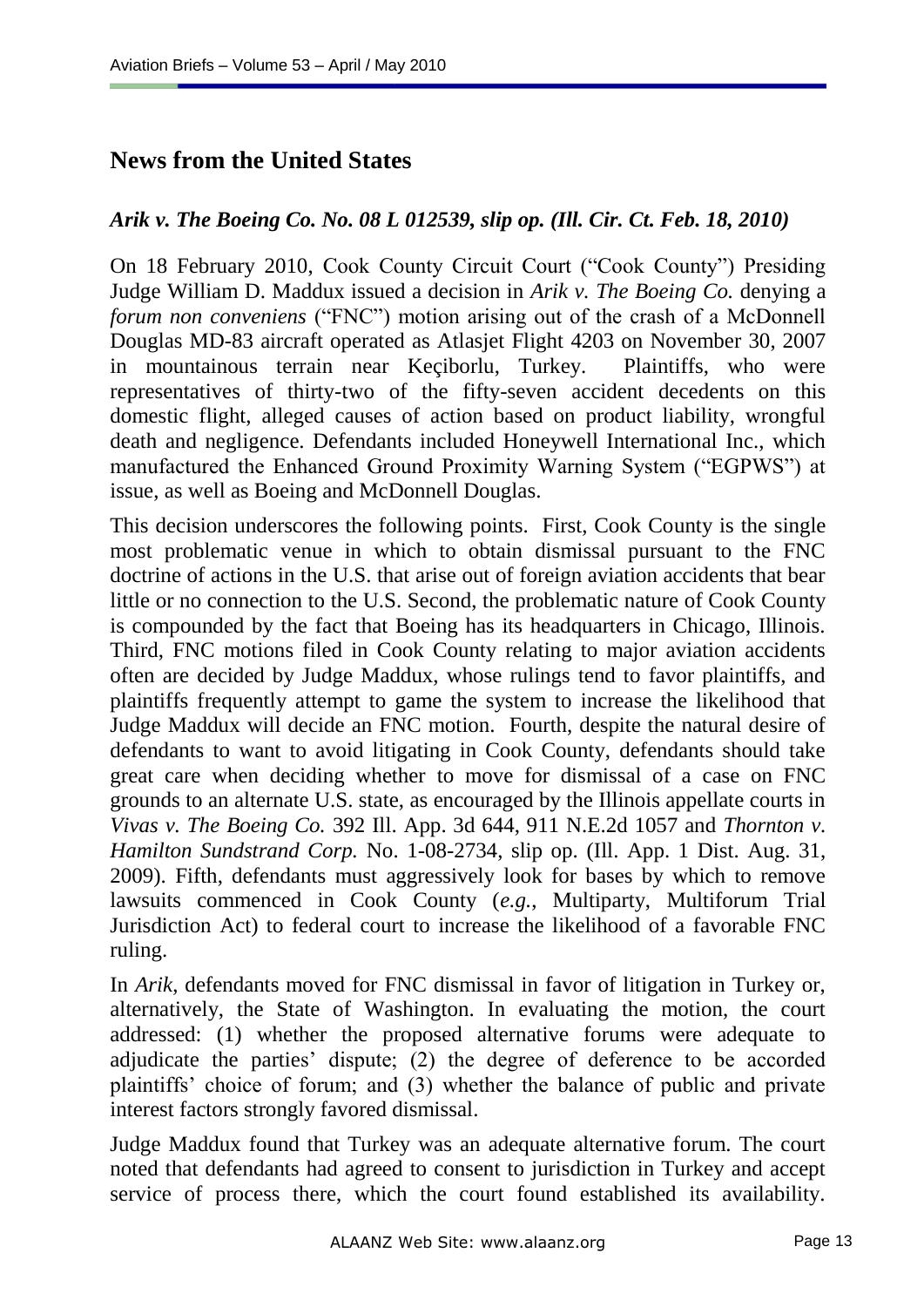## News from the United States

### *Arik v. The Boeing Co. No. 08 L 012539, slip op. (Ill. Cir. Ct. Feb. 18, 2010)*

On 18 February 2010, Cook County Circuit Court ("Cook County") Presiding Judge William D. Maddux issued a decision in *Arik v. The Boeing Co.* denying a *forum non conveniens* ("FNC") motion arising out of the crash of a McDonnell Douglas MD-83 aircraft operated as Atlasjet Flight 4203 on November 30, 2007 in mountainous terrain near Keçiborlu, Turkey. Plaintiffs, who were representatives of thirty-two of the fifty-seven accident decedents on this domestic flight, alleged causes of action based on product liability, wrongful death and negligence. Defendants included Honeywell International Inc., which manufactured the Enhanced Ground Proximity Warning System ("EGPWS") at issue, as well as Boeing and McDonnell Douglas.

This decision underscores the following points. First, Cook County is the single most problematic venue in which to obtain dismissal pursuant to the FNC doctrine of actions in the U.S. that arise out of foreign aviation accidents that bear little or no connection to the U.S. Second, the problematic nature of Cook County is compounded by the fact that Boeing has its headquarters in Chicago, Illinois. Third, FNC motions filed in Cook County relating to major aviation accidents often are decided by Judge Maddux, whose rulings tend to favor plaintiffs, and plaintiffs frequently attempt to game the system to increase the likelihood that Judge Maddux will decide an FNC motion. Fourth, despite the natural desire of defendants to want to avoid litigating in Cook County, defendants should take great care when deciding whether to move for dismissal of a case on FNC grounds to an alternate U.S. state, as encouraged by the Illinois appellate courts in *Vivas v. The Boeing Co.* 392 Ill. App. 3d 644, 911 N.E.2d 1057 and *Thornton v. Hamilton Sundstrand Corp.* No. 1-08-2734, slip op. (Ill. App. 1 Dist. Aug. 31, 2009). Fifth, defendants must aggressively look for bases by which to remove lawsuits commenced in Cook County (*e.g.*, Multiparty, Multiforum Trial Jurisdiction Act) to federal court to increase the likelihood of a favorable FNC ruling.

In *Arik*, defendants moved for FNC dismissal in favor of litigation in Turkey or, alternatively, the State of Washington. In evaluating the motion, the court addressed: (1) whether the proposed alternative forums were adequate to adjudicate the parties' dispute; (2) the degree of deference to be accorded plaintiffs' choice of forum; and (3) whether the balance of public and private interest factors strongly favored dismissal.

Judge Maddux found that Turkey was an adequate alternative forum. The court noted that defendants had agreed to consent to jurisdiction in Turkey and accept service of process there, which the court found established its availability.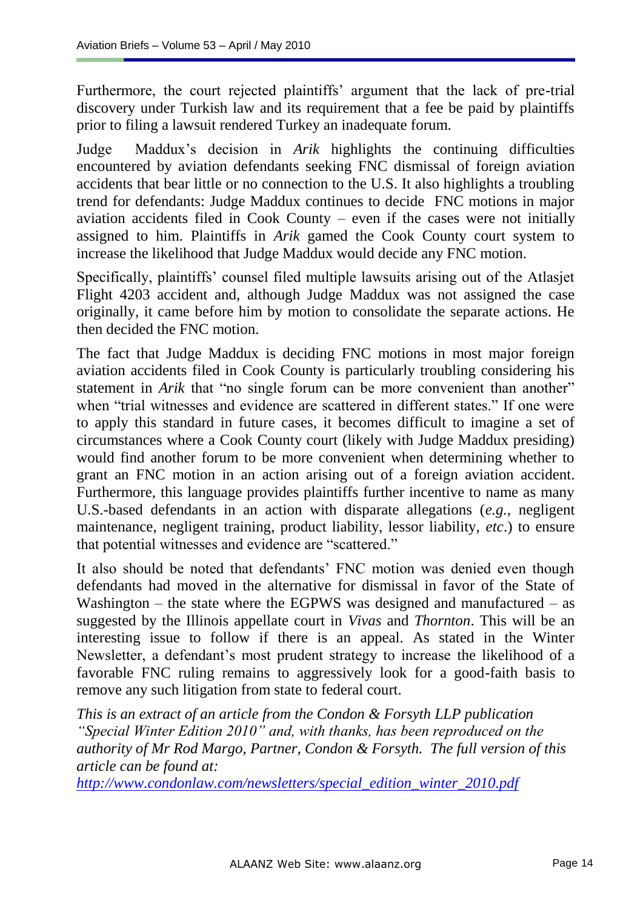Furthermore, the court rejected plaintiffs' argument that the lack of pre-trial discovery under Turkish law and its requirement that a fee be paid by plaintiffs prior to filing a lawsuit rendered Turkey an inadequate forum.

Judge Maddux's decision in *Arik* highlights the continuing difficulties encountered by aviation defendants seeking FNC dismissal of foreign aviation accidents that bear little or no connection to the U.S. It also highlights a troubling trend for defendants: Judge Maddux continues to decide FNC motions in major aviation accidents filed in Cook County – even if the cases were not initially assigned to him. Plaintiffs in *Arik* gamed the Cook County court system to increase the likelihood that Judge Maddux would decide any FNC motion.

Specifically, plaintiffs' counsel filed multiple lawsuits arising out of the Atlasjet Flight 4203 accident and, although Judge Maddux was not assigned the case originally, it came before him by motion to consolidate the separate actions. He then decided the FNC motion.

The fact that Judge Maddux is deciding FNC motions in most major foreign aviation accidents filed in Cook County is particularly troubling considering his statement in *Arik* that "no single forum can be more convenient than another" when "trial witnesses and evidence are scattered in different states." If one were to apply this standard in future cases, it becomes difficult to imagine a set of circumstances where a Cook County court (likely with Judge Maddux presiding) would find another forum to be more convenient when determining whether to grant an FNC motion in an action arising out of a foreign aviation accident. Furthermore, this language provides plaintiffs further incentive to name as many U.S.-based defendants in an action with disparate allegations (*e.g.*, negligent maintenance, negligent training, product liability, lessor liability, *etc*.) to ensure that potential witnesses and evidence are "scattered."

It also should be noted that defendants' FNC motion was denied even though defendants had moved in the alternative for dismissal in favor of the State of Washington – the state where the EGPWS was designed and manufactured – as suggested by the Illinois appellate court in *Vivas* and *Thornton*. This will be an interesting issue to follow if there is an appeal. As stated in the Winter Newsletter, a defendant's most prudent strategy to increase the likelihood of a favorable FNC ruling remains to aggressively look for a good-faith basis to remove any such litigation from state to federal court.

*This is an extract of an article from the Condon & Forsyth LLP publication "Special Winter Edition 2010" and, with thanks, has been reproduced on the authority of Mr Rod Margo, Partner, Condon & Forsyth. The full version of this article can be found at:*
*http://www.condonlaw.com/newsletters/special_edition_winter_2010.pdf*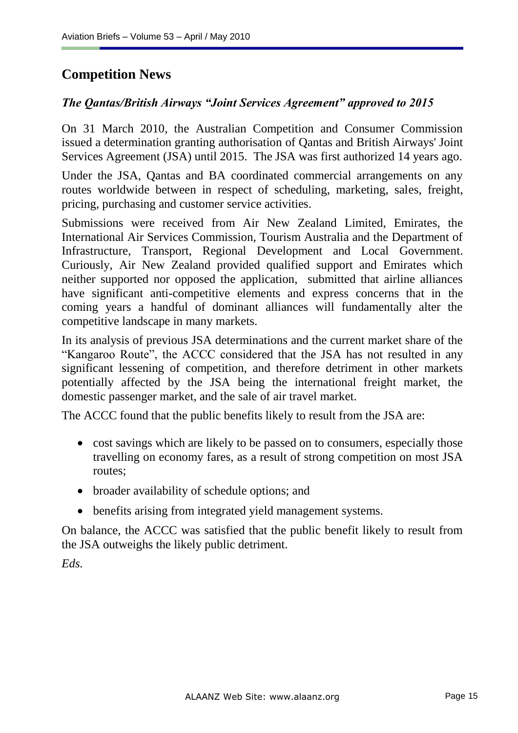## Competition News

### *The Qantas/British Airways "Joint Services Agreement" approved to 2015*

On 31 March 2010, the Australian Competition and Consumer Commission issued a determination granting authorisation of Qantas and British Airways' Joint Services Agreement (JSA) until 2015. The JSA was first authorized 14 years ago.

Under the JSA, Qantas and BA coordinated commercial arrangements on any routes worldwide between in respect of scheduling, marketing, sales, freight, pricing, purchasing and customer service activities.

Submissions were received from Air New Zealand Limited, Emirates, the International Air Services Commission, Tourism Australia and the Department of Infrastructure, Transport, Regional Development and Local Government. Curiously, Air New Zealand provided qualified support and Emirates which neither supported nor opposed the application, submitted that airline alliances have significant anti-competitive elements and express concerns that in the coming years a handful of dominant alliances will fundamentally alter the competitive landscape in many markets.

In its analysis of previous JSA determinations and the current market share of the "Kangaroo Route", the ACCC considered that the JSA has not resulted in any significant lessening of competition, and therefore detriment in other markets potentially affected by the JSA being the international freight market, the domestic passenger market, and the sale of air travel market.

The ACCC found that the public benefits likely to result from the JSA are:

- cost savings which are likely to be passed on to consumers, especially those travelling on economy fares, as a result of strong competition on most JSA routes;
- broader availability of schedule options; and
- benefits arising from integrated yield management systems.

On balance, the ACCC was satisfied that the public benefit likely to result from the JSA outweighs the likely public detriment.

*Eds.*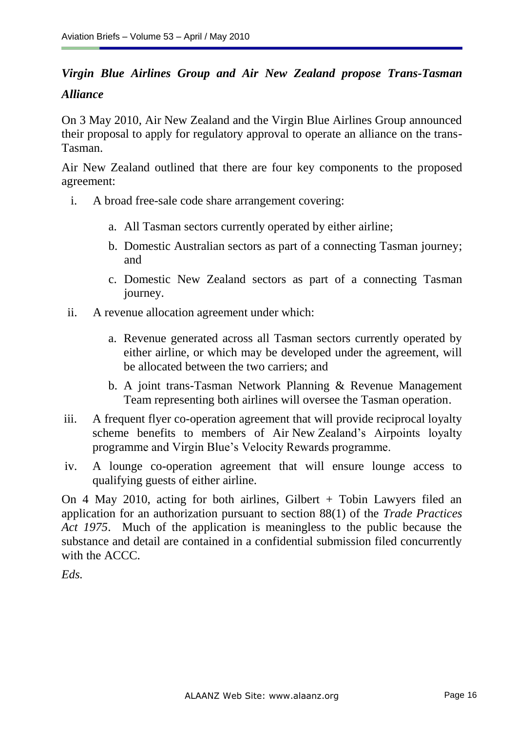## *Virgin Blue Airlines Group and Air New Zealand propose Trans-Tasman Alliance*

On 3 May 2010, Air New Zealand and the Virgin Blue Airlines Group announced their proposal to apply for regulatory approval to operate an alliance on the trans-Tasman.

Air New Zealand outlined that there are four key components to the proposed agreement:

i. A broad free-sale code share arrangement covering:

   a. All Tasman sectors currently operated by either airline;

   b. Domestic Australian sectors as part of a connecting Tasman journey; and

   c. Domestic New Zealand sectors as part of a connecting Tasman journey.

ii. A revenue allocation agreement under which:

   a. Revenue generated across all Tasman sectors currently operated by either airline, or which may be developed under the agreement, will be allocated between the two carriers; and

   b. A joint trans-Tasman Network Planning & Revenue Management Team representing both airlines will oversee the Tasman operation.

iii. A frequent flyer co-operation agreement that will provide reciprocal loyalty scheme benefits to members of Air New Zealand's Airpoints loyalty programme and Virgin Blue's Velocity Rewards programme.

iv. A lounge co-operation agreement that will ensure lounge access to qualifying guests of either airline.

On 4 May 2010, acting for both airlines, Gilbert + Tobin Lawyers filed an application for an authorization pursuant to section 88(1) of the *Trade Practices Act 1975*. Much of the application is meaningless to the public because the substance and detail are contained in a confidential submission filed concurrently with the ACCC.

*Eds.*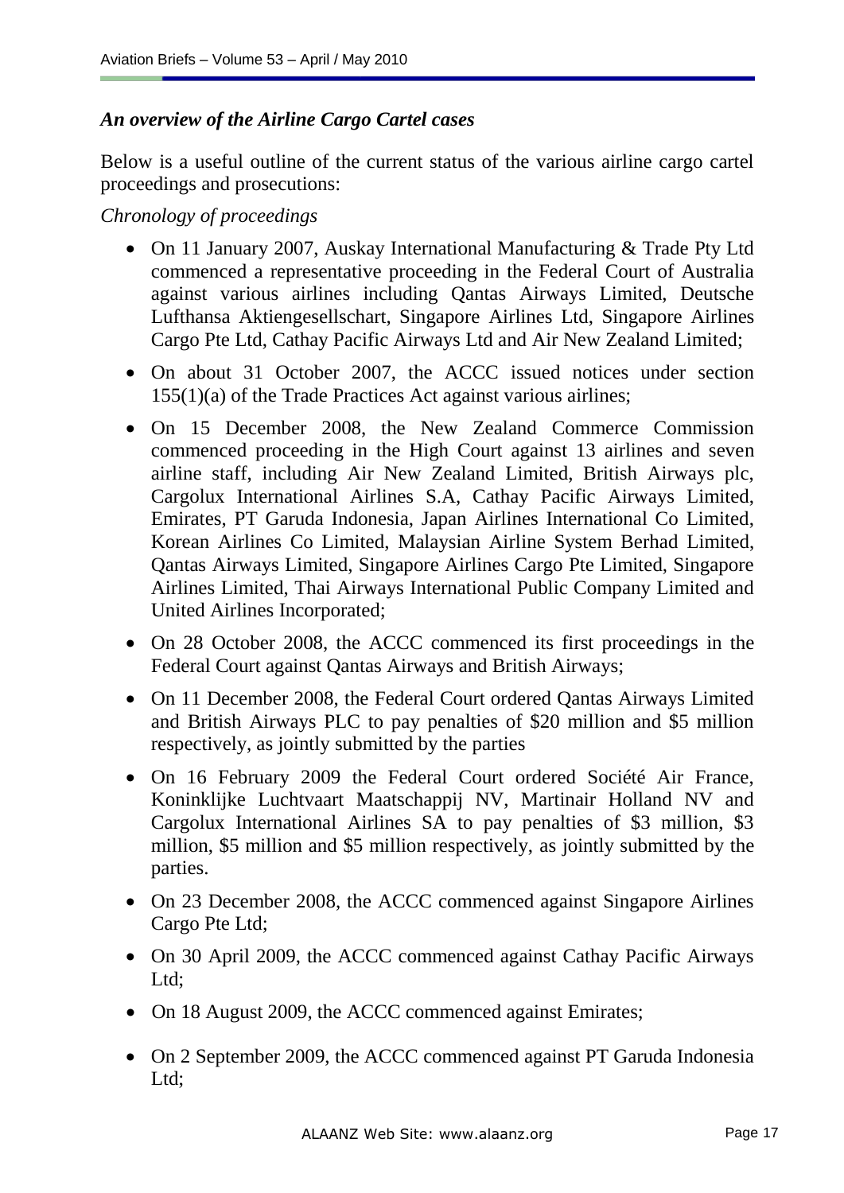### *An overview of the Airline Cargo Cartel cases*

Below is a useful outline of the current status of the various airline cargo cartel proceedings and prosecutions:

*Chronology of proceedings*

- On 11 January 2007, Auskay International Manufacturing & Trade Pty Ltd commenced a representative proceeding in the Federal Court of Australia against various airlines including Qantas Airways Limited, Deutsche Lufthansa Aktiengesellschart, Singapore Airlines Ltd, Singapore Airlines Cargo Pte Ltd, Cathay Pacific Airways Ltd and Air New Zealand Limited;
- On about 31 October 2007, the ACCC issued notices under section 155(1)(a) of the Trade Practices Act against various airlines;
- On 15 December 2008, the New Zealand Commerce Commission commenced proceeding in the High Court against 13 airlines and seven airline staff, including Air New Zealand Limited, British Airways plc, Cargolux International Airlines S.A, Cathay Pacific Airways Limited, Emirates, PT Garuda Indonesia, Japan Airlines International Co Limited, Korean Airlines Co Limited, Malaysian Airline System Berhad Limited, Qantas Airways Limited, Singapore Airlines Cargo Pte Limited, Singapore Airlines Limited, Thai Airways International Public Company Limited and United Airlines Incorporated;
- On 28 October 2008, the ACCC commenced its first proceedings in the Federal Court against Qantas Airways and British Airways;
- On 11 December 2008, the Federal Court ordered Qantas Airways Limited and British Airways PLC to pay penalties of $20 million and $5 million respectively, as jointly submitted by the parties
- On 16 February 2009 the Federal Court ordered Société Air France, Koninklijke Luchtvaart Maatschappij NV, Martinair Holland NV and Cargolux International Airlines SA to pay penalties of $3 million, $3 million, $5 million and $5 million respectively, as jointly submitted by the parties.
- On 23 December 2008, the ACCC commenced against Singapore Airlines Cargo Pte Ltd;
- On 30 April 2009, the ACCC commenced against Cathay Pacific Airways Ltd;
- On 18 August 2009, the ACCC commenced against Emirates;
- On 2 September 2009, the ACCC commenced against PT Garuda Indonesia Ltd;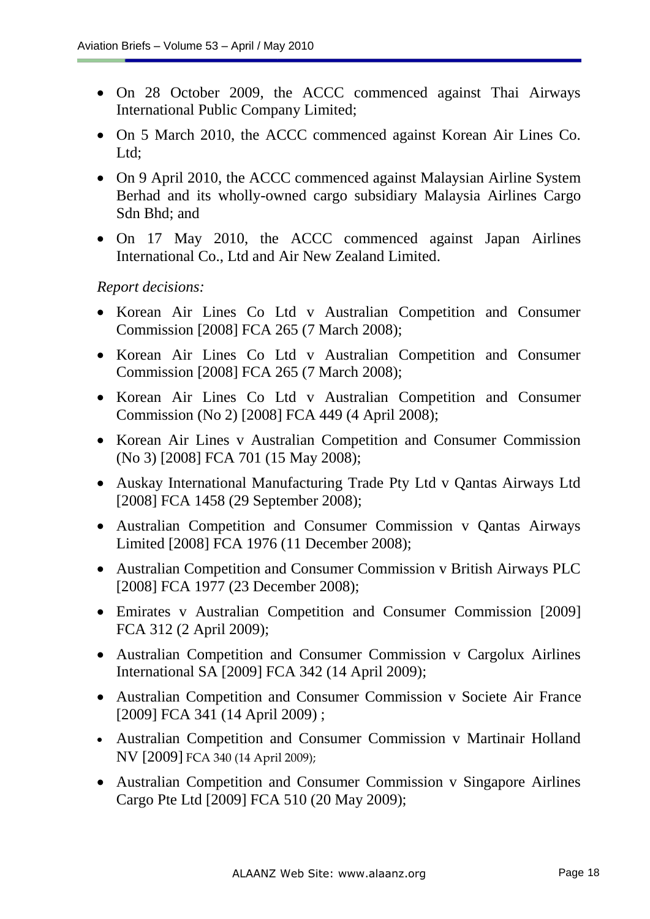- On 28 October 2009, the ACCC commenced against Thai Airways International Public Company Limited;
- On 5 March 2010, the ACCC commenced against Korean Air Lines Co. Ltd;
- On 9 April 2010, the ACCC commenced against Malaysian Airline System Berhad and its wholly-owned cargo subsidiary Malaysia Airlines Cargo Sdn Bhd; and
- On 17 May 2010, the ACCC commenced against Japan Airlines International Co., Ltd and Air New Zealand Limited.

*Report decisions:*

- Korean Air Lines Co Ltd v Australian Competition and Consumer Commission [2008] FCA 265 (7 March 2008);
- Korean Air Lines Co Ltd v Australian Competition and Consumer Commission [2008] FCA 265 (7 March 2008);
- Korean Air Lines Co Ltd v Australian Competition and Consumer Commission (No 2) [2008] FCA 449 (4 April 2008);
- Korean Air Lines v Australian Competition and Consumer Commission (No 3) [2008] FCA 701 (15 May 2008);
- Auskay International Manufacturing Trade Pty Ltd v Qantas Airways Ltd [2008] FCA 1458 (29 September 2008);
- Australian Competition and Consumer Commission v Qantas Airways Limited [2008] FCA 1976 (11 December 2008);
- Australian Competition and Consumer Commission v British Airways PLC [2008] FCA 1977 (23 December 2008);
- Emirates v Australian Competition and Consumer Commission [2009] FCA 312 (2 April 2009);
- Australian Competition and Consumer Commission v Cargolux Airlines International SA [2009] FCA 342 (14 April 2009);
- Australian Competition and Consumer Commission v Societe Air France [2009] FCA 341 (14 April 2009) ;
- Australian Competition and Consumer Commission v Martinair Holland NV [2009] FCA 340 (14 April 2009);
- Australian Competition and Consumer Commission v Singapore Airlines Cargo Pte Ltd [2009] FCA 510 (20 May 2009);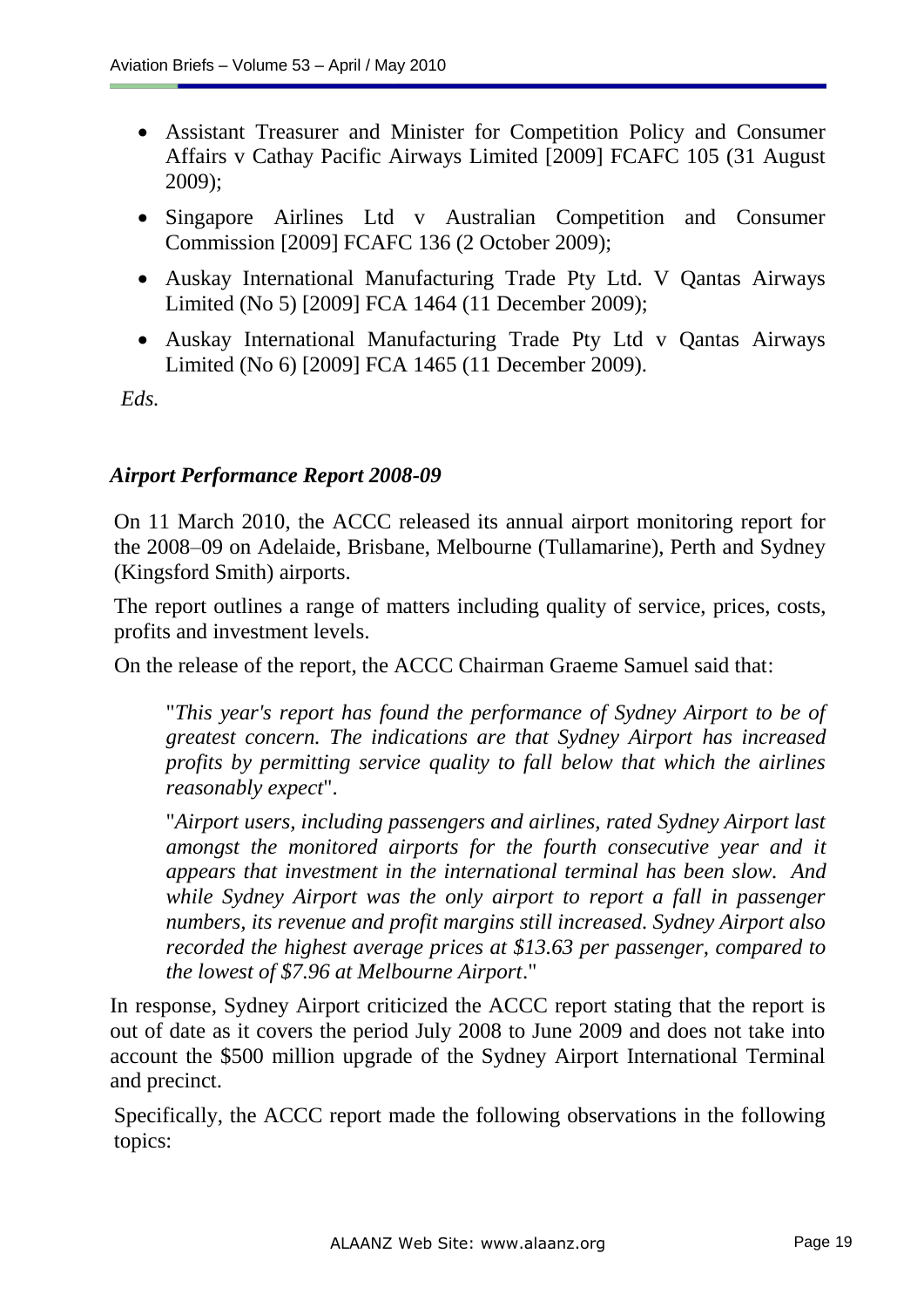- Assistant Treasurer and Minister for Competition Policy and Consumer Affairs v Cathay Pacific Airways Limited [2009] FCAFC 105 (31 August 2009);
- Singapore Airlines Ltd v Australian Competition and Consumer Commission [2009] FCAFC 136 (2 October 2009);
- Auskay International Manufacturing Trade Pty Ltd. V Qantas Airways Limited (No 5) [2009] FCA 1464 (11 December 2009);
- Auskay International Manufacturing Trade Pty Ltd v Qantas Airways Limited (No 6) [2009] FCA 1465 (11 December 2009).

*Eds.*

### *Airport Performance Report 2008-09*

On 11 March 2010, the ACCC released its annual airport monitoring report for the 2008–09 on Adelaide, Brisbane, Melbourne (Tullamarine), Perth and Sydney (Kingsford Smith) airports.

The report outlines a range of matters including quality of service, prices, costs, profits and investment levels.

On the release of the report, the ACCC Chairman Graeme Samuel said that:

> "*This year's report has found the performance of Sydney Airport to be of greatest concern. The indications are that Sydney Airport has increased profits by permitting service quality to fall below that which the airlines reasonably expect*".
>
> "*Airport users, including passengers and airlines, rated Sydney Airport last amongst the monitored airports for the fourth consecutive year and it appears that investment in the international terminal has been slow. And while Sydney Airport was the only airport to report a fall in passenger numbers, its revenue and profit margins still increased. Sydney Airport also recorded the highest average prices at $13.63 per passenger, compared to the lowest of $7.96 at Melbourne Airport*."

In response, Sydney Airport criticized the ACCC report stating that the report is out of date as it covers the period July 2008 to June 2009 and does not take into account the $500 million upgrade of the Sydney Airport International Terminal and precinct.

Specifically, the ACCC report made the following observations in the following topics: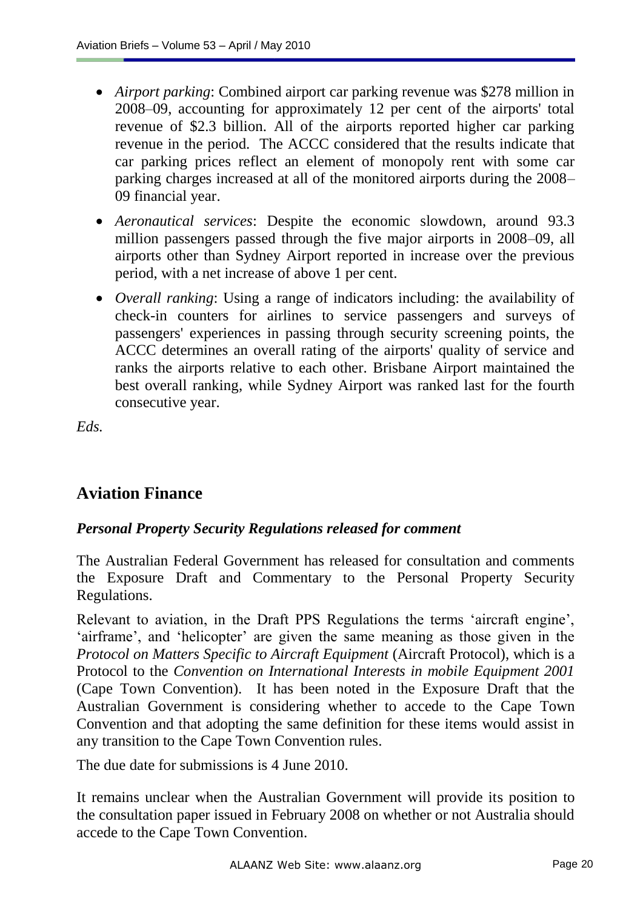- *Airport parking*: Combined airport car parking revenue was $278 million in 2008–09, accounting for approximately 12 per cent of the airports' total revenue of $2.3 billion. All of the airports reported higher car parking revenue in the period. The ACCC considered that the results indicate that car parking prices reflect an element of monopoly rent with some car parking charges increased at all of the monitored airports during the 2008–09 financial year.
- *Aeronautical services*: Despite the economic slowdown, around 93.3 million passengers passed through the five major airports in 2008–09, all airports other than Sydney Airport reported in increase over the previous period, with a net increase of above 1 per cent.
- *Overall ranking*: Using a range of indicators including: the availability of check-in counters for airlines to service passengers and surveys of passengers' experiences in passing through security screening points, the ACCC determines an overall rating of the airports' quality of service and ranks the airports relative to each other. Brisbane Airport maintained the best overall ranking, while Sydney Airport was ranked last for the fourth consecutive year.

*Eds.*

## Aviation Finance

### *Personal Property Security Regulations released for comment*

The Australian Federal Government has released for consultation and comments the Exposure Draft and Commentary to the Personal Property Security Regulations.

Relevant to aviation, in the Draft PPS Regulations the terms 'aircraft engine', 'airframe', and 'helicopter' are given the same meaning as those given in the *Protocol on Matters Specific to Aircraft Equipment* (Aircraft Protocol), which is a Protocol to the *Convention on International Interests in mobile Equipment 2001* (Cape Town Convention). It has been noted in the Exposure Draft that the Australian Government is considering whether to accede to the Cape Town Convention and that adopting the same definition for these items would assist in any transition to the Cape Town Convention rules.

The due date for submissions is 4 June 2010.

It remains unclear when the Australian Government will provide its position to the consultation paper issued in February 2008 on whether or not Australia should accede to the Cape Town Convention.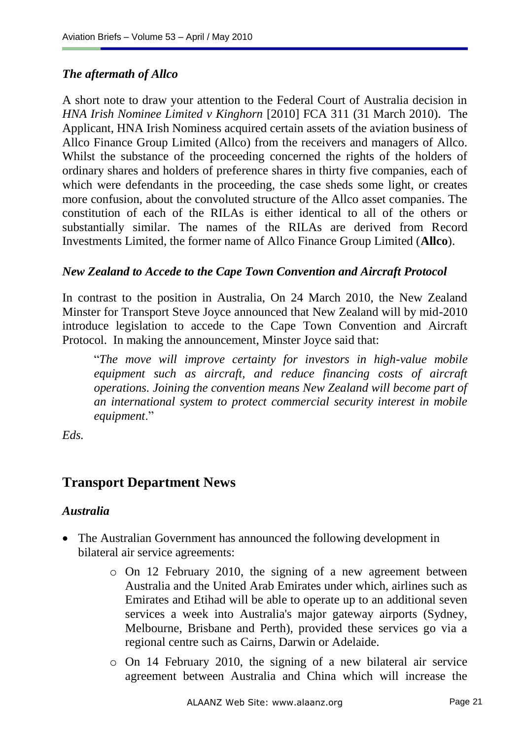### *The aftermath of Allco*

A short note to draw your attention to the Federal Court of Australia decision in *HNA Irish Nominee Limited v Kinghorn* [2010] FCA 311 (31 March 2010). The Applicant, HNA Irish Nominess acquired certain assets of the aviation business of Allco Finance Group Limited (Allco) from the receivers and managers of Allco. Whilst the substance of the proceeding concerned the rights of the holders of ordinary shares and holders of preference shares in thirty five companies, each of which were defendants in the proceeding, the case sheds some light, or creates more confusion, about the convoluted structure of the Allco asset companies. The constitution of each of the RILAs is either identical to all of the others or substantially similar. The names of the RILAs are derived from Record Investments Limited, the former name of Allco Finance Group Limited (**Allco**).

### *New Zealand to Accede to the Cape Town Convention and Aircraft Protocol*

In contrast to the position in Australia, On 24 March 2010, the New Zealand Minster for Transport Steve Joyce announced that New Zealand will by mid-2010 introduce legislation to accede to the Cape Town Convention and Aircraft Protocol. In making the announcement, Minster Joyce said that:

> "*The move will improve certainty for investors in high-value mobile equipment such as aircraft, and reduce financing costs of aircraft operations. Joining the convention means New Zealand will become part of an international system to protect commercial security interest in mobile equipment*."

*Eds.*

## Transport Department News

### *Australia*

- The Australian Government has announced the following development in bilateral air service agreements:
    - On 12 February 2010, the signing of a new agreement between Australia and the United Arab Emirates under which, airlines such as Emirates and Etihad will be able to operate up to an additional seven services a week into Australia's major gateway airports (Sydney, Melbourne, Brisbane and Perth), provided these services go via a regional centre such as Cairns, Darwin or Adelaide.
    - On 14 February 2010, the signing of a new bilateral air service agreement between Australia and China which will increase the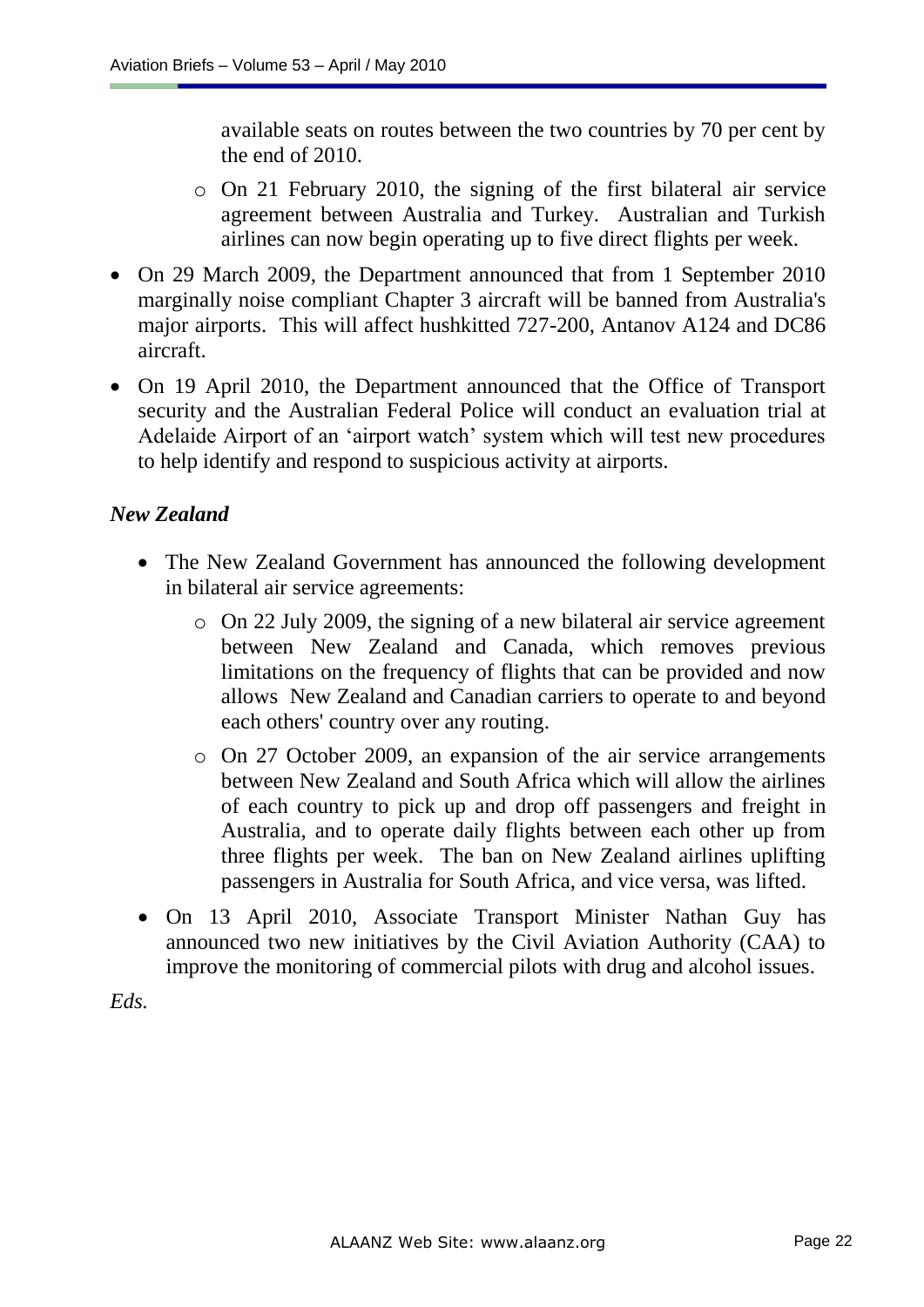available seats on routes between the two countries by 70 per cent by the end of 2010.

  - On 21 February 2010, the signing of the first bilateral air service agreement between Australia and Turkey. Australian and Turkish airlines can now begin operating up to five direct flights per week.

- On 29 March 2009, the Department announced that from 1 September 2010 marginally noise compliant Chapter 3 aircraft will be banned from Australia's major airports. This will affect hushkitted 727-200, Antanov A124 and DC86 aircraft.
- On 19 April 2010, the Department announced that the Office of Transport security and the Australian Federal Police will conduct an evaluation trial at Adelaide Airport of an 'airport watch' system which will test new procedures to help identify and respond to suspicious activity at airports.

### *New Zealand*

- The New Zealand Government has announced the following development in bilateral air service agreements:
  - On 22 July 2009, the signing of a new bilateral air service agreement between New Zealand and Canada, which removes previous limitations on the frequency of flights that can be provided and now allows New Zealand and Canadian carriers to operate to and beyond each others' country over any routing.
  - On 27 October 2009, an expansion of the air service arrangements between New Zealand and South Africa which will allow the airlines of each country to pick up and drop off passengers and freight in Australia, and to operate daily flights between each other up from three flights per week. The ban on New Zealand airlines uplifting passengers in Australia for South Africa, and vice versa, was lifted.
- On 13 April 2010, Associate Transport Minister Nathan Guy has announced two new initiatives by the Civil Aviation Authority (CAA) to improve the monitoring of commercial pilots with drug and alcohol issues.

*Eds.*